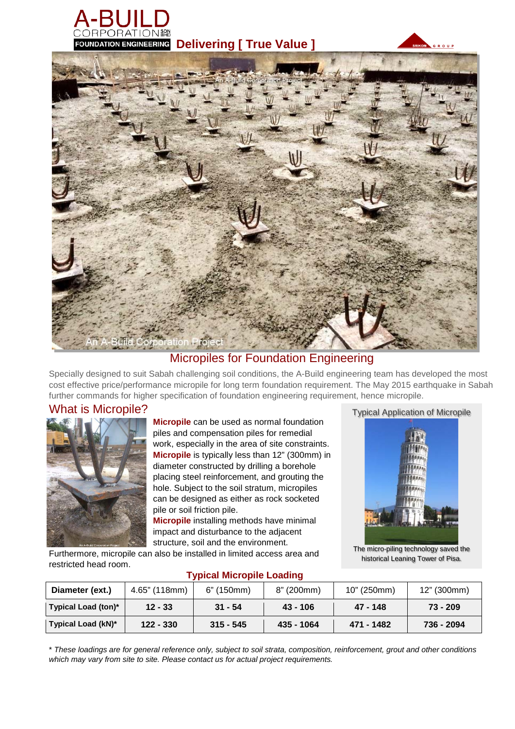# A-BUILD CORPORATION SDN BHD

**FOUNDATION ENGINEERING** **Delivering [ True Value ]**

## Micropiles for Foundation Engineering

Specially designed to suit Sabah challenging soil conditions, the A-Build engineering team has developed the most cost effective price/performance micropile for long term foundation requirement. The May 2015 earthquake in Sabah further commands for higher specification of foundation engineering requirement, hence micropile.

## What is Micropile?

**Micropile** can be used as normal foundation piles and compensation piles for remedial work, especially in the area of site constraints. **Micropile** is typically less than 12" (300mm) in diameter constructed by drilling a borehole placing steel reinforcement, and grouting the hole. Subject to the soil stratum, micropiles can be designed as either as rock socketed pile or soil friction pile.

**Micropile** installing methods have minimal impact and disturbance to the adjacent structure, soil and the environment.

Furthermore, micropile can also be installed in limited access area and restricted head room.

### Typical Application of Micropile

The micro-piling technology saved the historical Leaning Tower of Pisa.

### Typical Micropile Loading

| Diameter (ext.) | 4.65" (118mm) | 6" (150mm) | 8" (200mm) | 10" (250mm) | 12" (300mm) |
|---|---|---|---|---|---|
| Typical Load (ton)* | 12 - 33 | 31 - 54 | 43 - 106 | 47 - 148 | 73 - 209 |
| Typical Load (kN)* | 122 - 330 | 315 - 545 | 435 - 1064 | 471 - 1482 | 736 - 2094 |

*\* These loadings are for general reference only, subject to soil strata, composition, reinforcement, grout and other conditions which may vary from site to site. Please contact us for actual project requirements.*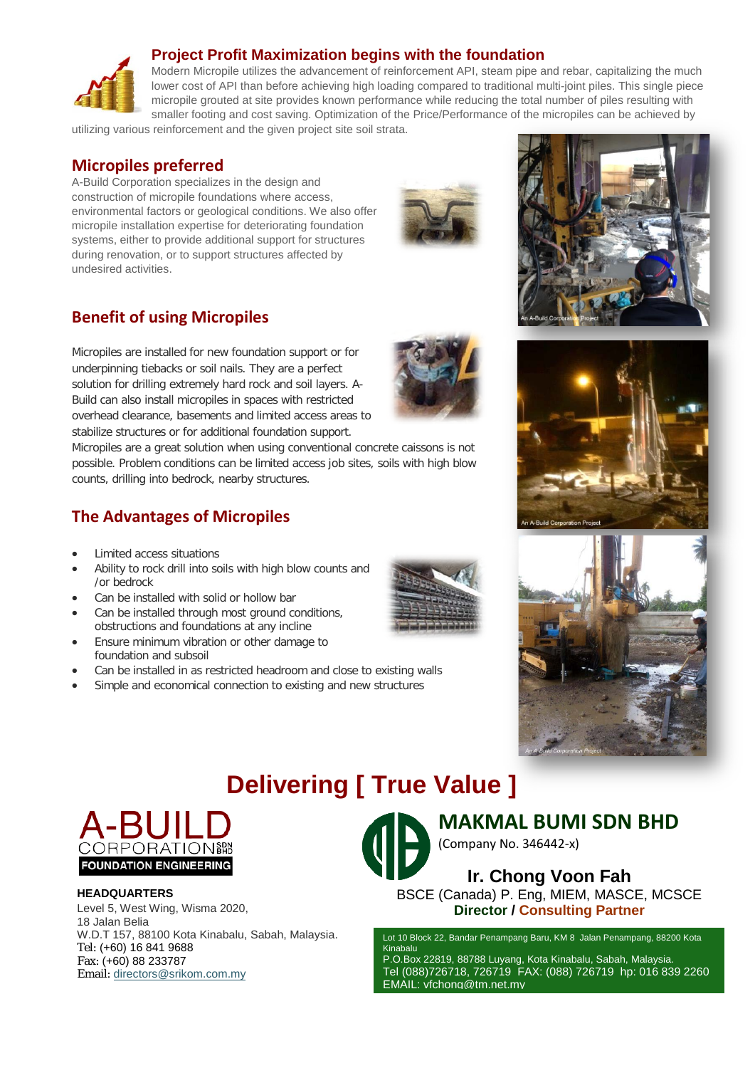## Project Profit Maximization begins with the foundation

Modern Micropile utilizes the advancement of reinforcement API, steam pipe and rebar, capitalizing the much lower cost of API than before achieving high loading compared to traditional multi-joint piles. This single piece micropile grouted at site provides known performance while reducing the total number of piles resulting with smaller footing and cost saving. Optimization of the Price/Performance of the micropiles can be achieved by utilizing various reinforcement and the given project site soil strata.

## Micropiles preferred

A-Build Corporation specializes in the design and construction of micropile foundations where access, environmental factors or geological conditions. We also offer micropile installation expertise for deteriorating foundation systems, either to provide additional support for structures during renovation, or to support structures affected by undesired activities.

An A-Build Corporation Project

## Benefit of using Micropiles

Micropiles are installed for new foundation support or for underpinning tiebacks or soil nails. They are a perfect solution for drilling extremely hard rock and soil layers. A-Build can also install micropiles in spaces with restricted overhead clearance, basements and limited access areas to stabilize structures or for additional foundation support.

Micropiles are a great solution when using conventional concrete caissons is not possible. Problem conditions can be limited access job sites, soils with high blow counts, drilling into bedrock, nearby structures.

An A-Build Corporation Project

## The Advantages of Micropiles

- Limited access situations
- Ability to rock drill into soils with high blow counts and /or bedrock
- Can be installed with solid or hollow bar
- Can be installed through most ground conditions, obstructions and foundations at any incline
- Ensure minimum vibration or other damage to foundation and subsoil
- Can be installed in as restricted headroom and close to existing walls
- Simple and economical connection to existing and new structures

An A-Build Corporation Project

# Delivering [ True Value ]

**A-BUILD CORPORATION SDN BHD**
**FOUNDATION ENGINEERING**

**HEADQUARTERS**
Level 5, West Wing, Wisma 2020,
18 Jalan Belia
W.D.T 157, 88100 Kota Kinabalu, Sabah, Malaysia.
Tel: (+60) 16 841 9688
Fax: (+60) 88 233787
Email: directors@srikom.com.my

**MAKMAL BUMI SDN BHD**
(Company No. 346442-x)

**Ir. Chong Voon Fah**
BSCE (Canada) P. Eng, MIEM, MASCE, MCSCE
**Director / Consulting Partner**

Lot 10 Block 22, Bandar Penampang Baru, KM 8 Jalan Penampang, 88200 Kota Kinabalu
P.O.Box 22819, 88788 Luyang, Kota Kinabalu, Sabah, Malaysia.
Tel (088)726718, 726719 FAX: (088) 726719 hp: 016 839 2260
EMAIL: vfchong@tm.net.my